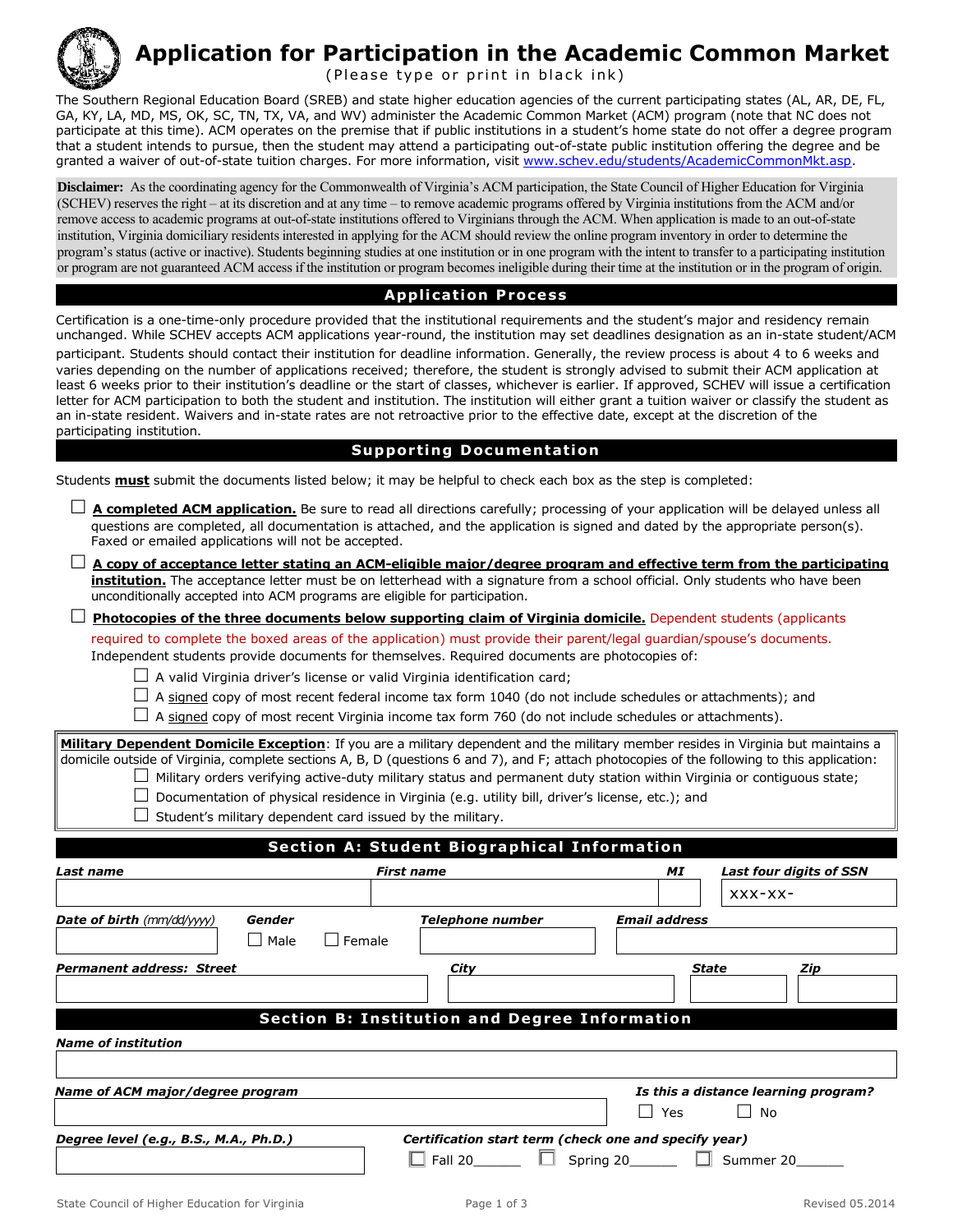# Application for Participation in the Academic Common Market

(Please type or print in black ink)

The Southern Regional Education Board (SREB) and state higher education agencies of the current participating states (AL, AR, DE, FL, GA, KY, LA, MD, MS, OK, SC, TN, TX, VA, and WV) administer the Academic Common Market (ACM) program (note that NC does not participate at this time). ACM operates on the premise that if public institutions in a student's home state do not offer a degree program that a student intends to pursue, then the student may attend a participating out-of-state public institution offering the degree and be granted a waiver of out-of-state tuition charges. For more information, visit www.schev.edu/students/AcademicCommonMkt.asp.

**Disclaimer:** As the coordinating agency for the Commonwealth of Virginia's ACM participation, the State Council of Higher Education for Virginia (SCHEV) reserves the right – at its discretion and at any time – to remove academic programs offered by Virginia institutions from the ACM and/or remove access to academic programs at out-of-state institutions offered to Virginians through the ACM. When application is made to an out-of-state institution, Virginia domiciliary residents interested in applying for the ACM should review the online program inventory in order to determine the program's status (active or inactive). Students beginning studies at one institution or in one program with the intent to transfer to a participating institution or program are not guaranteed ACM access if the institution or program becomes ineligible during their time at the institution or in the program of origin.

## Application Process

Certification is a one-time-only procedure provided that the institutional requirements and the student's major and residency remain unchanged. While SCHEV accepts ACM applications year-round, the institution may set deadlines designation as an in-state student/ACM participant. Students should contact their institution for deadline information. Generally, the review process is about 4 to 6 weeks and varies depending on the number of applications received; therefore, the student is strongly advised to submit their ACM application at least 6 weeks prior to their institution's deadline or the start of classes, whichever is earlier. If approved, SCHEV will issue a certification letter for ACM participation to both the student and institution. The institution will either grant a tuition waiver or classify the student as an in-state resident. Waivers and in-state rates are not retroactive prior to the effective date, except at the discretion of the participating institution.

## Supporting Documentation

Students **must** submit the documents listed below; it may be helpful to check each box as the step is completed:

- ☐ **A completed ACM application.** Be sure to read all directions carefully; processing of your application will be delayed unless all questions are completed, all documentation is attached, and the application is signed and dated by the appropriate person(s). Faxed or emailed applications will not be accepted.
- ☐ **A copy of acceptance letter stating an ACM-eligible major/degree program and effective term from the participating institution.** The acceptance letter must be on letterhead with a signature from a school official. Only students who have been unconditionally accepted into ACM programs are eligible for participation.
- ☐ **Photocopies of the three documents below supporting claim of Virginia domicile.** Dependent students (applicants required to complete the boxed areas of the application) must provide their parent/legal guardian/spouse's documents. Independent students provide documents for themselves. Required documents are photocopies of:
  - ☐ A valid Virginia driver's license or valid Virginia identification card;
  - ☐ A signed copy of most recent federal income tax form 1040 (do not include schedules or attachments); and
  - ☐ A signed copy of most recent Virginia income tax form 760 (do not include schedules or attachments).

**Military Dependent Domicile Exception**: If you are a military dependent and the military member resides in Virginia but maintains a domicile outside of Virginia, complete sections A, B, D (questions 6 and 7), and F; attach photocopies of the following to this application:

- ☐ Military orders verifying active-duty military status and permanent duty station within Virginia or contiguous state;
- ☐ Documentation of physical residence in Virginia (e.g. utility bill, driver's license, etc.); and
- ☐ Student's military dependent card issued by the military.

## Section A: Student Biographical Information

| Last name | First name | MI | Last four digits of SSN |
|---|---|---|---|
| | | | XXX-XX- |

| Date of birth (mm/dd/yyyy) | Gender | Telephone number | Email address |
|---|---|---|---|
| | ☐ Male ☐ Female | | |

| Permanent address: Street | City | State | Zip |
|---|---|---|---|
| | | | |

## Section B: Institution and Degree Information

| Name of institution |
|---|
| |

| Name of ACM major/degree program | Is this a distance learning program? |
|---|---|
| | ☐ Yes ☐ No |

| Degree level (e.g., B.S., M.A., Ph.D.) | Certification start term (check one and specify year) |
|---|---|
| | ☐ Fall 20______ ☐ Spring 20______ ☐ Summer 20______ |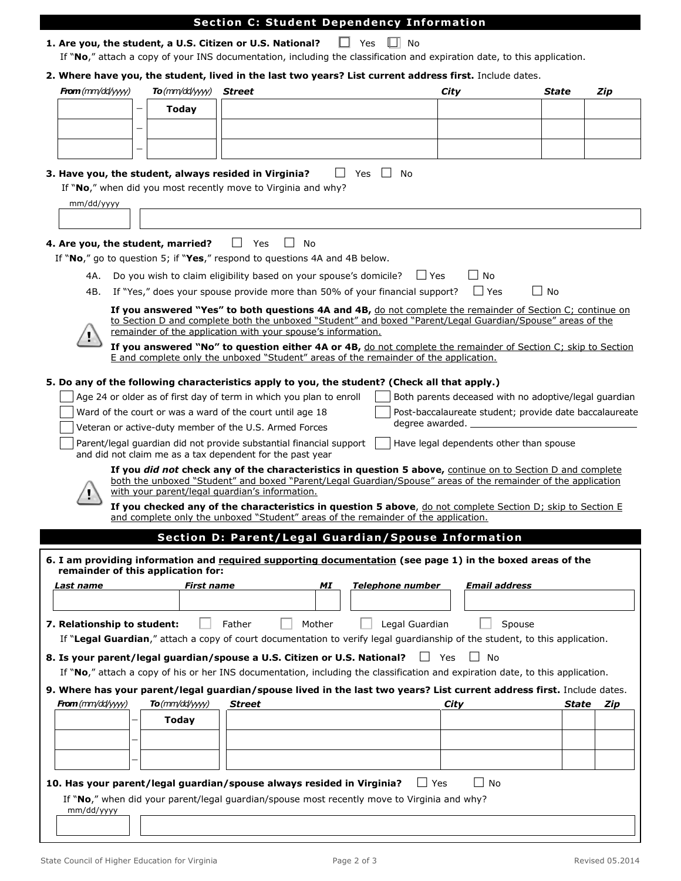## Section C: Student Dependency Information

**1. Are you, the student, a U.S. Citizen or U.S. National?** ☐ Yes ☐ No

If "**No**," attach a copy of your INS documentation, including the classification and expiration date, to this application.

**2. Where have you, the student, lived in the last two years? List current address first.** Include dates.

| ***From*** *(mm/dd/yyyy)* | | ***To*** *(mm/dd/yyyy)* | ***Street*** | ***City*** | ***State*** | ***Zip*** |
|---|---|---|---|---|---|---|
| | – | **Today** | | | | |
| | – | | | | | |
| | – | | | | | |

**3. Have you, the student, always resided in Virginia?** ☐ Yes ☐ No

If "**No**," when did you most recently move to Virginia and why?

| mm/dd/yyyy | |
|---|---|
| | |

**4. Are you, the student, married?** ☐ Yes ☐ No

If "**No**," go to question 5; if "**Yes**," respond to questions 4A and 4B below.

4A. Do you wish to claim eligibility based on your spouse's domicile? ☐ Yes ☐ No

4B. If "Yes," does your spouse provide more than 50% of your financial support? ☐ Yes ☐ No

**If you answered "Yes" to both questions 4A and 4B,** do not complete the remainder of Section C; continue on to Section D and complete both the unboxed "Student" and boxed "Parent/Legal Guardian/Spouse" areas of the remainder of the application with your spouse's information.

**If you answered "No" to question either 4A or 4B,** do not complete the remainder of Section C; skip to Section E and complete only the unboxed "Student" areas of the remainder of the application.

**5. Do any of the following characteristics apply to you, the student? (Check all that apply.)**

- ☐ Age 24 or older as of first day of term in which you plan to enroll
- ☐ Ward of the court or was a ward of the court until age 18
- ☐ Veteran or active-duty member of the U.S. Armed Forces
- ☐ Parent/legal guardian did not provide substantial financial support and did not claim me as a tax dependent for the past year
- ☐ Both parents deceased with no adoptive/legal guardian
- ☐ Post-baccalaureate student; provide date baccalaureate degree awarded. ______________
- ☐ Have legal dependents other than spouse

**If you *did not* check any of the characteristics in question 5 above,** continue on to Section D and complete both the unboxed "Student" and boxed "Parent/Legal Guardian/Spouse" areas of the remainder of the application with your parent/legal guardian's information.

**If you checked any of the characteristics in question 5 above**, do not complete Section D; skip to Section E and complete only the unboxed "Student" areas of the remainder of the application.

## Section D: Parent/Legal Guardian/Spouse Information

**6. I am providing information and required supporting documentation (see page 1) in the boxed areas of the remainder of this application for:**

| ***Last name*** | ***First name*** | ***MI*** | ***Telephone number*** | ***Email address*** |
|---|---|---|---|---|
| | | | | |

**7. Relationship to student:** ☐ Father ☐ Mother ☐ Legal Guardian ☐ Spouse

If "**Legal Guardian**," attach a copy of court documentation to verify legal guardianship of the student, to this application.

**8. Is your parent/legal guardian/spouse a U.S. Citizen or U.S. National?** ☐ Yes ☐ No

If "**No**," attach a copy of his or her INS documentation, including the classification and expiration date, to this application.

**9. Where has your parent/legal guardian/spouse lived in the last two years? List current address first.** Include dates.

| ***From*** *(mm/dd/yyyy)* | | ***To*** *(mm/dd/yyyy)* | ***Street*** | ***City*** | ***State*** | ***Zip*** |
|---|---|---|---|---|---|---|
| | – | **Today** | | | | |
| | – | | | | | |
| | – | | | | | |

**10. Has your parent/legal guardian/spouse always resided in Virginia?** ☐ Yes ☐ No

If "**No**," when did your parent/legal guardian/spouse most recently move to Virginia and why?

| mm/dd/yyyy | |
|---|---|
| | |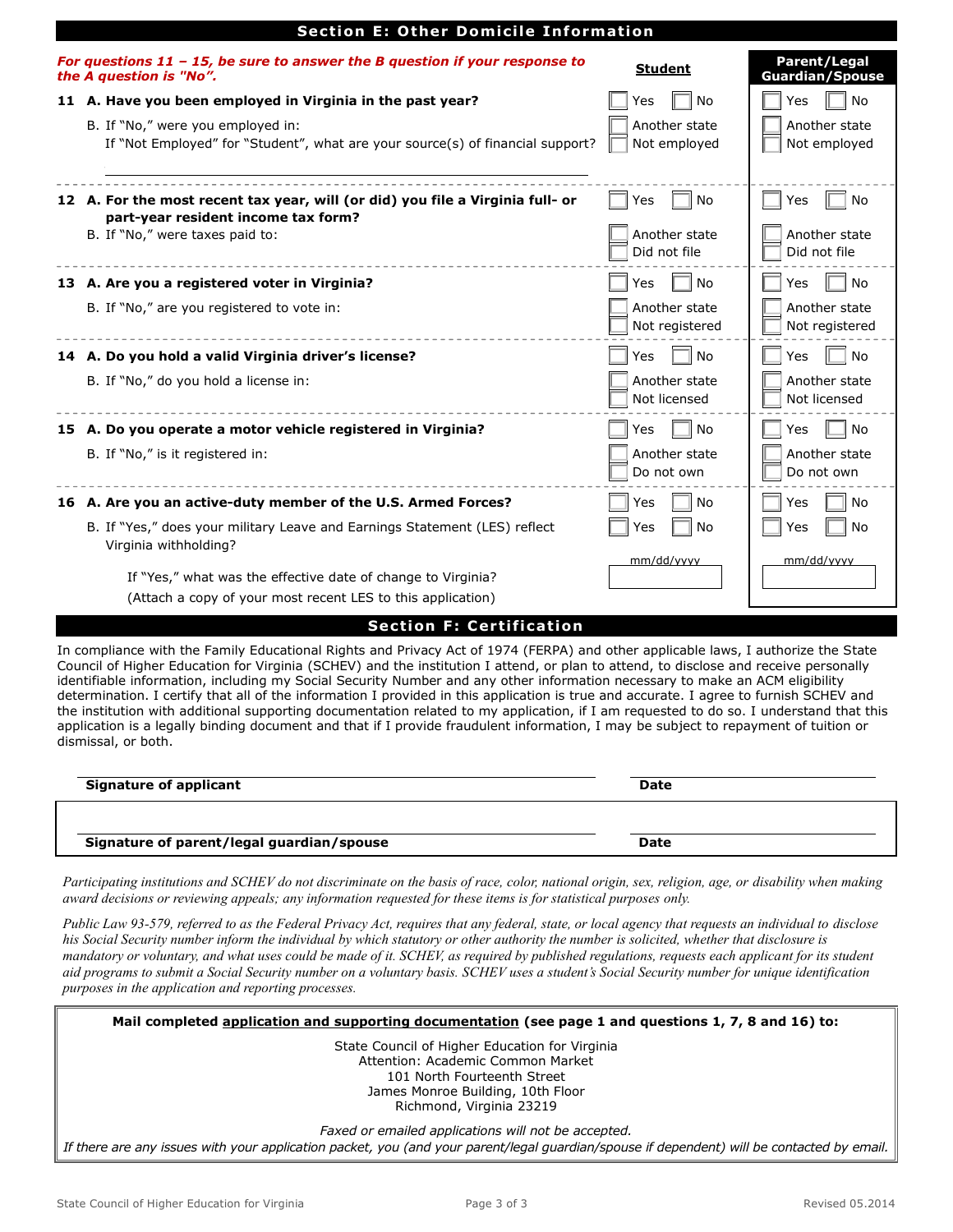## Section E: Other Domicile Information

*For questions 11 – 15, be sure to answer the B question if your response to the A question is "No".*

| | Student | Parent/Legal Guardian/Spouse |
|---|---|---|
| **11 A. Have you been employed in Virginia in the past year?** | ☐ Yes ☐ No | ☐ Yes ☐ No |
| B. If "No," were you employed in: | ☐ Another state ☐ Not employed | ☐ Another state ☐ Not employed |
| If "Not Employed" for "Student", what are your source(s) of financial support? ______________________ | | |
| **12 A. For the most recent tax year, will (or did) you file a Virginia full- or part-year resident income tax form?** | ☐ Yes ☐ No | ☐ Yes ☐ No |
| B. If "No," were taxes paid to: | ☐ Another state ☐ Did not file | ☐ Another state ☐ Did not file |
| **13 A. Are you a registered voter in Virginia?** | ☐ Yes ☐ No | ☐ Yes ☐ No |
| B. If "No," are you registered to vote in: | ☐ Another state ☐ Not registered | ☐ Another state ☐ Not registered |
| **14 A. Do you hold a valid Virginia driver's license?** | ☐ Yes ☐ No | ☐ Yes ☐ No |
| B. If "No," do you hold a license in: | ☐ Another state ☐ Not licensed | ☐ Another state ☐ Not licensed |
| **15 A. Do you operate a motor vehicle registered in Virginia?** | ☐ Yes ☐ No | ☐ Yes ☐ No |
| B. If "No," is it registered in: | ☐ Another state ☐ Do not own | ☐ Another state ☐ Do not own |
| **16 A. Are you an active-duty member of the U.S. Armed Forces?** | ☐ Yes ☐ No | ☐ Yes ☐ No |
| B. If "Yes," does your military Leave and Earnings Statement (LES) reflect Virginia withholding? | ☐ Yes ☐ No | ☐ Yes ☐ No |
| If "Yes," what was the effective date of change to Virginia? (Attach a copy of your most recent LES to this application) | mm/dd/yyyy | mm/dd/yyyy |

## Section F: Certification

In compliance with the Family Educational Rights and Privacy Act of 1974 (FERPA) and other applicable laws, I authorize the State Council of Higher Education for Virginia (SCHEV) and the institution I attend, or plan to attend, to disclose and receive personally identifiable information, including my Social Security Number and any other information necessary to make an ACM eligibility determination. I certify that all of the information I provided in this application is true and accurate. I agree to furnish SCHEV and the institution with additional supporting documentation related to my application, if I am requested to do so. I understand that this application is a legally binding document and that if I provide fraudulent information, I may be subject to repayment of tuition or dismissal, or both.

**Signature of applicant** ______________________ **Date** __________

**Signature of parent/legal guardian/spouse** ______________________ **Date** __________

*Participating institutions and SCHEV do not discriminate on the basis of race, color, national origin, sex, religion, age, or disability when making award decisions or reviewing appeals; any information requested for these items is for statistical purposes only.*

*Public Law 93-579, referred to as the Federal Privacy Act, requires that any federal, state, or local agency that requests an individual to disclose his Social Security number inform the individual by which statutory or other authority the number is solicited, whether that disclosure is mandatory or voluntary, and what uses could be made of it. SCHEV, as required by published regulations, requests each applicant for its student aid programs to submit a Social Security number on a voluntary basis. SCHEV uses a student's Social Security number for unique identification purposes in the application and reporting processes.*

**Mail completed application and supporting documentation (see page 1 and questions 1, 7, 8 and 16) to:**

State Council of Higher Education for Virginia
Attention: Academic Common Market
101 North Fourteenth Street
James Monroe Building, 10th Floor
Richmond, Virginia 23219

*Faxed or emailed applications will not be accepted.*

*If there are any issues with your application packet, you (and your parent/legal guardian/spouse if dependent) will be contacted by email.*